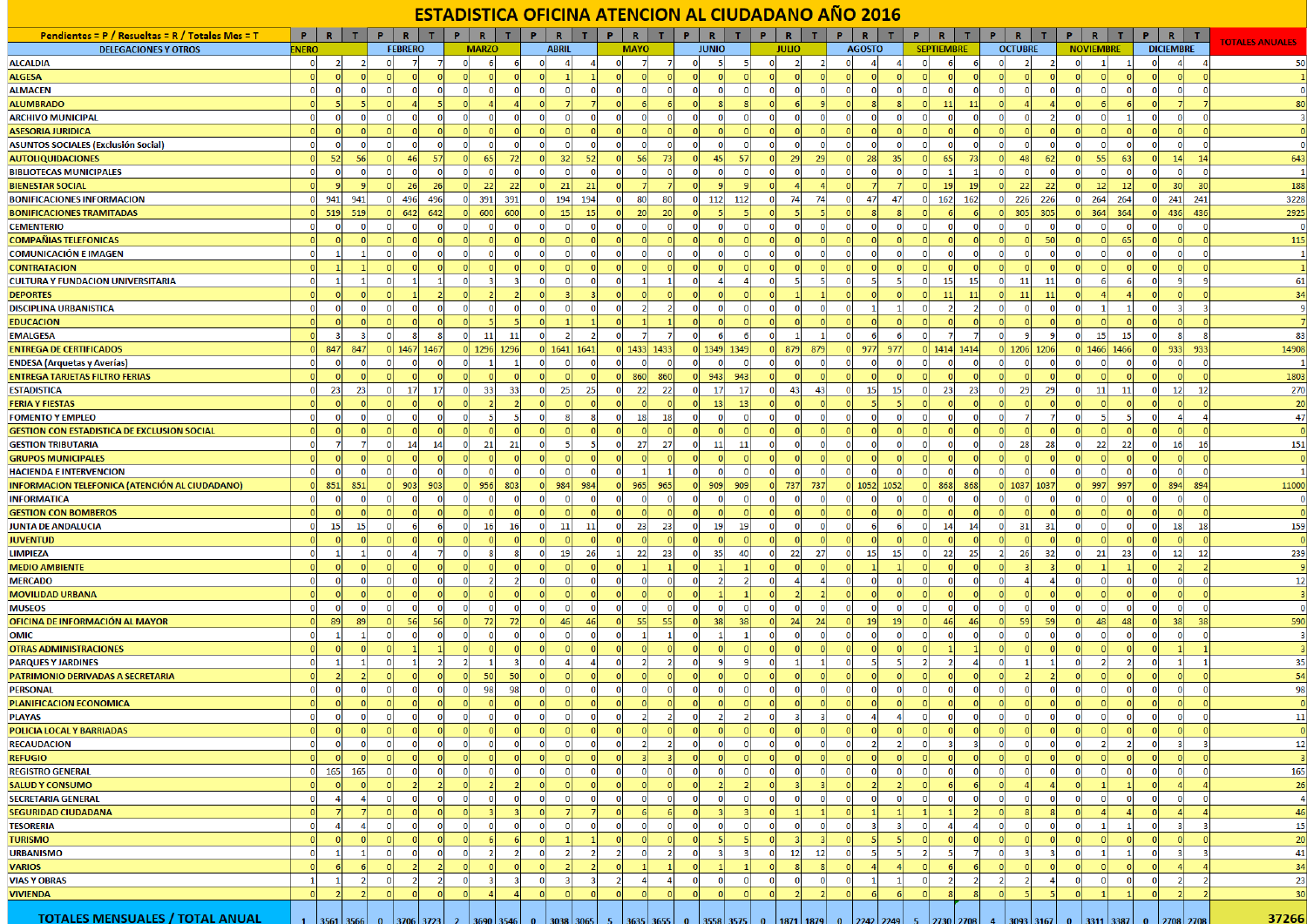# ESTADISTICA OFICINA ATENCION AL CIUDADANO AÑO 2016

| Pendientes = P / Resueltas = R / Totales Mes = T | P | R | T | P | R | T | P | R | T | P | R | T | P | R | T | P | R | T | P | R | T | P | R | T | P | R | T | P | R | T | P | R | T | P | R | T | TOTALES ANUALES |
|---|---|---|---|---|---|---|---|---|---|---|---|---|---|---|---|---|---|---|---|---|---|---|---|---|---|---|---|---|---|---|---|---|---|---|---|---|---|
| DELEGACIONES Y OTROS | ENERO | | | FEBRERO | | | MARZO | | | ABRIL | | | MAYO | | | JUNIO | | | JULIO | | | AGOSTO | | | SEPTIEMBRE | | | OCTUBRE | | | NOVIEMBRE | | | DICIEMBRE | | | |
| ALCALDIA | 0 | 2 | 2 | 0 | 7 | 7 | 0 | 6 | 6 | 0 | 4 | 4 | 0 | 7 | 7 | 0 | 5 | 5 | 0 | 2 | 2 | 0 | 4 | 4 | 0 | 6 | 6 | 0 | 2 | 2 | 0 | 1 | 1 | 0 | 4 | 4 | 50 |
| ALGESA | 0 | 0 | 0 | 0 | 0 | 0 | 0 | 0 | 0 | 0 | 1 | 1 | 0 | 0 | 0 | 0 | 0 | 0 | 0 | 0 | 0 | 0 | 0 | 0 | 0 | 0 | 0 | 0 | 0 | 0 | 0 | 0 | 0 | 0 | 0 | 0 | 1 |
| ALMACEN | 0 | 0 | 0 | 0 | 0 | 0 | 0 | 0 | 0 | 0 | 0 | 0 | 0 | 0 | 0 | 0 | 0 | 0 | 0 | 0 | 0 | 0 | 0 | 0 | 0 | 0 | 0 | 0 | 0 | 0 | 0 | 0 | 0 | 0 | 0 | 0 | 0 |
| ALUMBRADO | 0 | 5 | 5 | 0 | 4 | 5 | 0 | 4 | 4 | 0 | 7 | 7 | 0 | 6 | 6 | 0 | 8 | 8 | 0 | 6 | 9 | 0 | 8 | 8 | 0 | 11 | 11 | 0 | 4 | 4 | 0 | 6 | 6 | 0 | 7 | 7 | 80 |
| ARCHIVO MUNICIPAL | 0 | 0 | 0 | 0 | 0 | 0 | 0 | 0 | 0 | 0 | 0 | 0 | 0 | 0 | 0 | 0 | 0 | 0 | 0 | 0 | 0 | 0 | 0 | 0 | 0 | 0 | 0 | 0 | 0 | 2 | 0 | 0 | 1 | 0 | 0 | 0 | 3 |
| ASESORIA JURIDICA | 0 | 0 | 0 | 0 | 0 | 0 | 0 | 0 | 0 | 0 | 0 | 0 | 0 | 0 | 0 | 0 | 0 | 0 | 0 | 0 | 0 | 0 | 0 | 0 | 0 | 0 | 0 | 0 | 0 | 0 | 0 | 0 | 0 | 0 | 0 | 0 | 0 |
| ASUNTOS SOCIALES (Exclusión Social) | 0 | 0 | 0 | 0 | 0 | 0 | 0 | 0 | 0 | 0 | 0 | 0 | 0 | 0 | 0 | 0 | 0 | 0 | 0 | 0 | 0 | 0 | 0 | 0 | 0 | 0 | 0 | 0 | 0 | 0 | 0 | 0 | 0 | 0 | 0 | 0 | 0 |
| AUTOLIQUIDACIONES | 0 | 52 | 56 | 0 | 46 | 57 | 0 | 65 | 72 | 0 | 32 | 52 | 0 | 56 | 73 | 0 | 45 | 57 | 0 | 29 | 29 | 0 | 28 | 35 | 0 | 65 | 73 | 0 | 48 | 62 | 0 | 55 | 63 | 0 | 14 | 14 | 643 |
| BIBLIOTECAS MUNICIPALES | 0 | 0 | 0 | 0 | 0 | 0 | 0 | 0 | 0 | 0 | 0 | 0 | 0 | 0 | 0 | 0 | 0 | 0 | 0 | 0 | 0 | 0 | 0 | 0 | 0 | 1 | 1 | 0 | 0 | 0 | 0 | 0 | 0 | 0 | 0 | 0 | 1 |
| BIENESTAR SOCIAL | 0 | 9 | 9 | 0 | 26 | 26 | 0 | 22 | 22 | 0 | 21 | 21 | 0 | 7 | 7 | 0 | 9 | 9 | 0 | 4 | 4 | 0 | 7 | 7 | 0 | 19 | 19 | 0 | 22 | 22 | 0 | 12 | 12 | 0 | 30 | 30 | 188 |
| BONIFICACIONES INFORMACION | 0 | 941 | 941 | 0 | 496 | 496 | 0 | 391 | 391 | 0 | 194 | 194 | 0 | 80 | 80 | 0 | 112 | 112 | 0 | 74 | 74 | 0 | 47 | 47 | 0 | 162 | 162 | 0 | 226 | 226 | 0 | 264 | 264 | 0 | 241 | 241 | 3228 |
| BONIFICACIONES TRAMITADAS | 0 | 519 | 519 | 0 | 642 | 642 | 0 | 600 | 600 | 0 | 15 | 15 | 0 | 20 | 20 | 0 | 5 | 5 | 0 | 5 | 5 | 0 | 8 | 8 | 0 | 6 | 6 | 0 | 305 | 305 | 0 | 364 | 364 | 0 | 436 | 436 | 2925 |
| CEMENTERIO | 0 | 0 | 0 | 0 | 0 | 0 | 0 | 0 | 0 | 0 | 0 | 0 | 0 | 0 | 0 | 0 | 0 | 0 | 0 | 0 | 0 | 0 | 0 | 0 | 0 | 0 | 0 | 0 | 0 | 0 | 0 | 0 | 0 | 0 | 0 | 0 | 0 |
| COMPAÑIAS TELEFONICAS | 0 | 0 | 0 | 0 | 0 | 0 | 0 | 0 | 0 | 0 | 0 | 0 | 0 | 0 | 0 | 0 | 0 | 0 | 0 | 0 | 0 | 0 | 0 | 0 | 0 | 0 | 0 | 0 | 0 | 50 | 0 | 0 | 65 | 0 | 0 | 0 | 115 |
| COMUNICACIÓN E IMAGEN | 0 | 1 | 1 | 0 | 0 | 0 | 0 | 0 | 0 | 0 | 0 | 0 | 0 | 0 | 0 | 0 | 0 | 0 | 0 | 0 | 0 | 0 | 0 | 0 | 0 | 0 | 0 | 0 | 0 | 0 | 0 | 0 | 0 | 0 | 0 | 0 | 1 |
| CONTRATACION | 0 | 1 | 1 | 0 | 0 | 0 | 0 | 0 | 0 | 0 | 0 | 0 | 0 | 0 | 0 | 0 | 0 | 0 | 0 | 0 | 0 | 0 | 0 | 0 | 0 | 0 | 0 | 0 | 0 | 0 | 0 | 0 | 0 | 0 | 0 | 0 | 1 |
| CULTURA Y FUNDACION UNIVERSITARIA | 0 | 1 | 1 | 0 | 1 | 1 | 0 | 3 | 3 | 0 | 0 | 0 | 0 | 1 | 1 | 0 | 4 | 4 | 0 | 5 | 5 | 0 | 5 | 5 | 0 | 15 | 15 | 0 | 11 | 11 | 0 | 6 | 6 | 0 | 9 | 9 | 61 |
| DEPORTES | 0 | 0 | 0 | 0 | 1 | 2 | 0 | 2 | 2 | 0 | 3 | 3 | 0 | 0 | 0 | 0 | 0 | 0 | 0 | 1 | 1 | 0 | 0 | 0 | 0 | 11 | 11 | 0 | 11 | 11 | 0 | 4 | 4 | 0 | 0 | 0 | 34 |
| DISCIPLINA URBANISTICA | 0 | 0 | 0 | 0 | 0 | 0 | 0 | 0 | 0 | 0 | 0 | 0 | 0 | 2 | 2 | 0 | 0 | 0 | 0 | 0 | 0 | 0 | 1 | 1 | 0 | 2 | 2 | 0 | 0 | 0 | 0 | 1 | 1 | 0 | 3 | 3 | 9 |
| EDUCACION | 0 | 0 | 0 | 0 | 0 | 0 | 0 | 5 | 5 | 0 | 1 | 1 | 0 | 1 | 1 | 0 | 0 | 0 | 0 | 0 | 0 | 0 | 0 | 0 | 0 | 0 | 0 | 0 | 0 | 0 | 0 | 0 | 0 | 0 | 0 | 0 | 7 |
| EMALGESA | 0 | 3 | 3 | 0 | 8 | 8 | 0 | 11 | 11 | 0 | 2 | 2 | 0 | 7 | 7 | 0 | 6 | 6 | 0 | 1 | 1 | 0 | 6 | 6 | 0 | 7 | 7 | 0 | 9 | 9 | 0 | 15 | 15 | 0 | 8 | 8 | 83 |
| ENTREGA DE CERTIFICADOS | 0 | 847 | 847 | 0 | 1467 | 1467 | 0 | 1296 | 1296 | 0 | 1641 | 1641 | 0 | 1433 | 1433 | 0 | 1349 | 1349 | 0 | 879 | 879 | 0 | 977 | 977 | 0 | 1414 | 1414 | 0 | 1206 | 1206 | 0 | 1466 | 1466 | 0 | 933 | 933 | 14908 |
| ENDESA (Arquetas y Averías) | 0 | 0 | 0 | 0 | 0 | 0 | 0 | 1 | 1 | 0 | 0 | 0 | 0 | 0 | 0 | 0 | 0 | 0 | 0 | 0 | 0 | 0 | 0 | 0 | 0 | 0 | 0 | 0 | 0 | 0 | 0 | 0 | 0 | 0 | 0 | 0 | 1 |
| ENTREGA TARJETAS FILTRO FERIAS | 0 | 0 | 0 | 0 | 0 | 0 | 0 | 0 | 0 | 0 | 0 | 0 | 0 | 860 | 860 | 0 | 943 | 943 | 0 | 0 | 0 | 0 | 0 | 0 | 0 | 0 | 0 | 0 | 0 | 0 | 0 | 0 | 0 | 0 | 0 | 0 | 1803 |
| ESTADISTICA | 0 | 23 | 23 | 0 | 17 | 17 | 0 | 33 | 33 | 0 | 25 | 25 | 0 | 22 | 22 | 0 | 17 | 17 | 0 | 43 | 43 | 0 | 15 | 15 | 0 | 23 | 23 | 0 | 29 | 29 | 0 | 11 | 11 | 0 | 12 | 12 | 270 |
| FERIA Y FIESTAS | 0 | 0 | 0 | 0 | 0 | 0 | 0 | 2 | 2 | 0 | 0 | 0 | 0 | 0 | 0 | 0 | 13 | 13 | 0 | 0 | 0 | 0 | 5 | 5 | 0 | 0 | 0 | 0 | 0 | 0 | 0 | 0 | 0 | 0 | 0 | 0 | 20 |
| FOMENTO Y EMPLEO | 0 | 0 | 0 | 0 | 0 | 0 | 0 | 5 | 5 | 0 | 8 | 8 | 0 | 18 | 18 | 0 | 0 | 0 | 0 | 0 | 0 | 0 | 0 | 0 | 0 | 0 | 0 | 0 | 7 | 7 | 0 | 5 | 5 | 0 | 4 | 4 | 47 |
| GESTION CON ESTADISTICA DE EXCLUSION SOCIAL | 0 | 0 | 0 | 0 | 0 | 0 | 0 | 0 | 0 | 0 | 0 | 0 | 0 | 0 | 0 | 0 | 0 | 0 | 0 | 0 | 0 | 0 | 0 | 0 | 0 | 0 | 0 | 0 | 0 | 0 | 0 | 0 | 0 | 0 | 0 | 0 | 0 |
| GESTION TRIBUTARIA | 0 | 7 | 7 | 0 | 14 | 14 | 0 | 21 | 21 | 0 | 5 | 5 | 0 | 27 | 27 | 0 | 11 | 11 | 0 | 0 | 0 | 0 | 0 | 0 | 0 | 0 | 0 | 0 | 28 | 28 | 0 | 22 | 22 | 0 | 16 | 16 | 151 |
| GRUPOS MUNICIPALES | 0 | 0 | 0 | 0 | 0 | 0 | 0 | 0 | 0 | 0 | 0 | 0 | 0 | 0 | 0 | 0 | 0 | 0 | 0 | 0 | 0 | 0 | 0 | 0 | 0 | 0 | 0 | 0 | 0 | 0 | 0 | 0 | 0 | 0 | 0 | 0 | 0 |
| HACIENDA E INTERVENCION | 0 | 0 | 0 | 0 | 0 | 0 | 0 | 0 | 0 | 0 | 0 | 0 | 0 | 1 | 1 | 0 | 0 | 0 | 0 | 0 | 0 | 0 | 0 | 0 | 0 | 0 | 0 | 0 | 0 | 0 | 0 | 0 | 0 | 0 | 0 | 0 | 1 |
| INFORMACION TELEFONICA (ATENCIÓN AL CIUDADANO) | 0 | 851 | 851 | 0 | 903 | 903 | 0 | 956 | 803 | 0 | 984 | 984 | 0 | 965 | 965 | 0 | 909 | 909 | 0 | 737 | 737 | 0 | 1052 | 1052 | 0 | 868 | 868 | 0 | 1037 | 1037 | 0 | 997 | 997 | 0 | 894 | 894 | 11000 |
| INFORMATICA | 0 | 0 | 0 | 0 | 0 | 0 | 0 | 0 | 0 | 0 | 0 | 0 | 0 | 0 | 0 | 0 | 0 | 0 | 0 | 0 | 0 | 0 | 0 | 0 | 0 | 0 | 0 | 0 | 0 | 0 | 0 | 0 | 0 | 0 | 0 | 0 | 0 |
| GESTION CON BOMBEROS | 0 | 0 | 0 | 0 | 0 | 0 | 0 | 0 | 0 | 0 | 0 | 0 | 0 | 0 | 0 | 0 | 0 | 0 | 0 | 0 | 0 | 0 | 0 | 0 | 0 | 0 | 0 | 0 | 0 | 0 | 0 | 0 | 0 | 0 | 0 | 0 | 0 |
| JUNTA DE ANDALUCIA | 0 | 15 | 15 | 0 | 6 | 6 | 0 | 16 | 16 | 0 | 11 | 11 | 0 | 23 | 23 | 0 | 19 | 19 | 0 | 0 | 0 | 0 | 6 | 6 | 0 | 14 | 14 | 0 | 31 | 31 | 0 | 0 | 0 | 0 | 18 | 18 | 159 |
| JUVENTUD | 0 | 0 | 0 | 0 | 0 | 0 | 0 | 0 | 0 | 0 | 0 | 0 | 0 | 0 | 0 | 0 | 0 | 0 | 0 | 0 | 0 | 0 | 0 | 0 | 0 | 0 | 0 | 0 | 0 | 0 | 0 | 0 | 0 | 0 | 0 | 0 | 0 |
| LIMPIEZA | 0 | 1 | 1 | 0 | 4 | 7 | 0 | 8 | 8 | 0 | 19 | 26 | 1 | 22 | 23 | 0 | 35 | 40 | 0 | 22 | 27 | 0 | 15 | 15 | 0 | 22 | 25 | 2 | 26 | 32 | 0 | 21 | 23 | 0 | 12 | 12 | 239 |
| MEDIO AMBIENTE | 0 | 0 | 0 | 0 | 0 | 0 | 0 | 0 | 0 | 0 | 0 | 0 | 0 | 1 | 1 | 0 | 1 | 1 | 0 | 0 | 0 | 0 | 1 | 1 | 0 | 0 | 0 | 0 | 3 | 3 | 0 | 1 | 1 | 0 | 2 | 2 | 9 |
| MERCADO | 0 | 0 | 0 | 0 | 0 | 0 | 0 | 2 | 2 | 0 | 0 | 0 | 0 | 0 | 0 | 0 | 2 | 2 | 0 | 4 | 4 | 0 | 0 | 0 | 0 | 0 | 0 | 0 | 4 | 4 | 0 | 0 | 0 | 0 | 0 | 0 | 12 |
| MOVILIDAD URBANA | 0 | 0 | 0 | 0 | 0 | 0 | 0 | 0 | 0 | 0 | 0 | 0 | 0 | 0 | 0 | 0 | 1 | 1 | 0 | 2 | 2 | 0 | 0 | 0 | 0 | 0 | 0 | 0 | 0 | 0 | 0 | 0 | 0 | 0 | 0 | 0 | 3 |
| MUSEOS | 0 | 0 | 0 | 0 | 0 | 0 | 0 | 0 | 0 | 0 | 0 | 0 | 0 | 0 | 0 | 0 | 0 | 0 | 0 | 0 | 0 | 0 | 0 | 0 | 0 | 0 | 0 | 0 | 0 | 0 | 0 | 0 | 0 | 0 | 0 | 0 | 0 |
| OFICINA DE INFORMACIÓN AL MAYOR | 0 | 89 | 89 | 0 | 56 | 56 | 0 | 72 | 72 | 0 | 46 | 46 | 0 | 55 | 55 | 0 | 38 | 38 | 0 | 24 | 24 | 0 | 19 | 19 | 0 | 46 | 46 | 0 | 59 | 59 | 0 | 48 | 48 | 0 | 38 | 38 | 590 |
| OMIC | 0 | 1 | 1 | 0 | 0 | 0 | 0 | 0 | 0 | 0 | 0 | 0 | 0 | 1 | 1 | 0 | 1 | 1 | 0 | 0 | 0 | 0 | 0 | 0 | 0 | 0 | 0 | 0 | 0 | 0 | 0 | 0 | 0 | 0 | 0 | 0 | 3 |
| OTRAS ADMINISTRACIONES | 0 | 0 | 0 | 0 | 1 | 1 | 0 | 0 | 0 | 0 | 0 | 0 | 0 | 0 | 0 | 0 | 0 | 0 | 0 | 0 | 0 | 0 | 0 | 0 | 0 | 1 | 1 | 0 | 0 | 0 | 0 | 0 | 0 | 0 | 1 | 1 | 3 |
| PARQUES Y JARDINES | 0 | 1 | 1 | 0 | 1 | 2 | 2 | 1 | 3 | 0 | 4 | 4 | 0 | 2 | 2 | 0 | 9 | 9 | 0 | 1 | 1 | 0 | 5 | 5 | 2 | 2 | 4 | 0 | 1 | 1 | 0 | 2 | 2 | 0 | 1 | 1 | 35 |
| PATRIMONIO DERIVADAS A SECRETARIA | 0 | 2 | 2 | 0 | 0 | 0 | 0 | 50 | 50 | 0 | 0 | 0 | 0 | 0 | 0 | 0 | 0 | 0 | 0 | 0 | 0 | 0 | 0 | 0 | 0 | 0 | 0 | 0 | 2 | 2 | 0 | 0 | 0 | 0 | 0 | 0 | 54 |
| PERSONAL | 0 | 0 | 0 | 0 | 0 | 0 | 0 | 98 | 98 | 0 | 0 | 0 | 0 | 0 | 0 | 0 | 0 | 0 | 0 | 0 | 0 | 0 | 0 | 0 | 0 | 0 | 0 | 0 | 0 | 0 | 0 | 0 | 0 | 0 | 0 | 0 | 98 |
| PLANIFICACION ECONOMICA | 0 | 0 | 0 | 0 | 0 | 0 | 0 | 0 | 0 | 0 | 0 | 0 | 0 | 0 | 0 | 0 | 0 | 0 | 0 | 0 | 0 | 0 | 0 | 0 | 0 | 0 | 0 | 0 | 0 | 0 | 0 | 0 | 0 | 0 | 0 | 0 | 0 |
| PLAYAS | 0 | 0 | 0 | 0 | 0 | 0 | 0 | 0 | 0 | 0 | 0 | 0 | 0 | 2 | 2 | 0 | 2 | 2 | 0 | 3 | 3 | 0 | 4 | 4 | 0 | 0 | 0 | 0 | 0 | 0 | 0 | 0 | 0 | 0 | 0 | 0 | 11 |
| POLICIA LOCAL Y BARRIADAS | 0 | 0 | 0 | 0 | 0 | 0 | 0 | 0 | 0 | 0 | 0 | 0 | 0 | 0 | 0 | 0 | 0 | 0 | 0 | 0 | 0 | 0 | 0 | 0 | 0 | 0 | 0 | 0 | 0 | 0 | 0 | 0 | 0 | 0 | 0 | 0 | 0 |
| RECAUDACION | 0 | 0 | 0 | 0 | 0 | 0 | 0 | 0 | 0 | 0 | 0 | 0 | 0 | 2 | 2 | 0 | 0 | 0 | 0 | 0 | 0 | 0 | 2 | 2 | 0 | 3 | 3 | 0 | 0 | 0 | 0 | 2 | 2 | 0 | 3 | 3 | 12 |
| REFUGIO | 0 | 0 | 0 | 0 | 0 | 0 | 0 | 0 | 0 | 0 | 0 | 0 | 0 | 3 | 3 | 0 | 0 | 0 | 0 | 0 | 0 | 0 | 0 | 0 | 0 | 0 | 0 | 0 | 0 | 0 | 0 | 0 | 0 | 0 | 0 | 0 | 3 |
| REGISTRO GENERAL | 0 | 165 | 165 | 0 | 0 | 0 | 0 | 0 | 0 | 0 | 0 | 0 | 0 | 0 | 0 | 0 | 0 | 0 | 0 | 0 | 0 | 0 | 0 | 0 | 0 | 0 | 0 | 0 | 0 | 0 | 0 | 0 | 0 | 0 | 0 | 0 | 165 |
| SALUD Y CONSUMO | 0 | 0 | 0 | 0 | 2 | 2 | 0 | 2 | 2 | 0 | 0 | 0 | 0 | 0 | 0 | 0 | 2 | 2 | 0 | 3 | 3 | 0 | 2 | 2 | 0 | 6 | 6 | 0 | 4 | 4 | 0 | 1 | 1 | 0 | 4 | 4 | 26 |
| SECRETARIA GENERAL | 0 | 4 | 4 | 0 | 0 | 0 | 0 | 0 | 0 | 0 | 0 | 0 | 0 | 0 | 0 | 0 | 0 | 0 | 0 | 0 | 0 | 0 | 0 | 0 | 0 | 0 | 0 | 0 | 0 | 0 | 0 | 0 | 0 | 0 | 0 | 0 | 4 |
| SEGURIDAD CIUDADANA | 0 | 7 | 7 | 0 | 0 | 0 | 0 | 3 | 3 | 0 | 7 | 7 | 0 | 6 | 6 | 0 | 3 | 3 | 0 | 1 | 1 | 0 | 1 | 1 | 1 | 1 | 2 | 0 | 8 | 8 | 0 | 4 | 4 | 0 | 4 | 4 | 46 |
| TESORERIA | 0 | 4 | 4 | 0 | 0 | 0 | 0 | 0 | 0 | 0 | 0 | 0 | 0 | 0 | 0 | 0 | 0 | 0 | 0 | 0 | 0 | 0 | 3 | 3 | 0 | 4 | 4 | 0 | 0 | 0 | 0 | 1 | 1 | 0 | 3 | 3 | 15 |
| TURISMO | 0 | 0 | 0 | 0 | 0 | 0 | 0 | 6 | 6 | 0 | 1 | 1 | 0 | 0 | 0 | 0 | 5 | 5 | 0 | 3 | 3 | 0 | 5 | 5 | 0 | 0 | 0 | 0 | 0 | 0 | 0 | 0 | 0 | 0 | 0 | 0 | 20 |
| URBANISMO | 0 | 1 | 1 | 0 | 0 | 0 | 0 | 2 | 2 | 0 | 2 | 2 | 2 | 0 | 2 | 0 | 3 | 3 | 0 | 12 | 12 | 0 | 5 | 5 | 2 | 5 | 7 | 0 | 3 | 3 | 0 | 1 | 1 | 0 | 3 | 3 | 41 |
| VARIOS | 0 | 6 | 6 | 0 | 2 | 2 | 0 | 0 | 0 | 0 | 2 | 2 | 0 | 1 | 1 | 0 | 1 | 1 | 0 | 8 | 8 | 0 | 4 | 4 | 0 | 6 | 6 | 0 | 0 | 0 | 0 | 0 | 0 | 0 | 4 | 4 | 34 |
| VIAS Y OBRAS | 1 | 1 | 2 | 0 | 2 | 2 | 0 | 3 | 3 | 0 | 3 | 3 | 2 | 4 | 4 | 0 | 0 | 0 | 0 | 0 | 0 | 0 | 1 | 1 | 0 | 2 | 2 | 2 | 2 | 4 | 0 | 0 | 0 | 0 | 2 | 2 | 23 |
| VIVIENDA | 0 | 2 | 2 | 0 | 0 | 0 | 0 | 4 | 4 | 0 | 0 | 0 | 0 | 0 | 0 | 0 | 0 | 0 | 0 | 2 | 2 | 0 | 6 | 6 | 0 | 8 | 8 | 0 | 5 | 5 | 0 | 1 | 1 | 0 | 2 | 2 | 30 |
| TOTALES MENSUALES / TOTAL ANUAL | 1 | 3561 | 3566 | 0 | 3706 | 3723 | 2 | 3690 | 3546 | 0 | 3038 | 3065 | 5 | 3635 | 3655 | 0 | 3558 | 3575 | 0 | 1871 | 1879 | 0 | 2242 | 2249 | 5 | 2730 | 2708 | 4 | 3093 | 3167 | 0 | 3311 | 3387 | 0 | 2708 | 2708 | 37266 |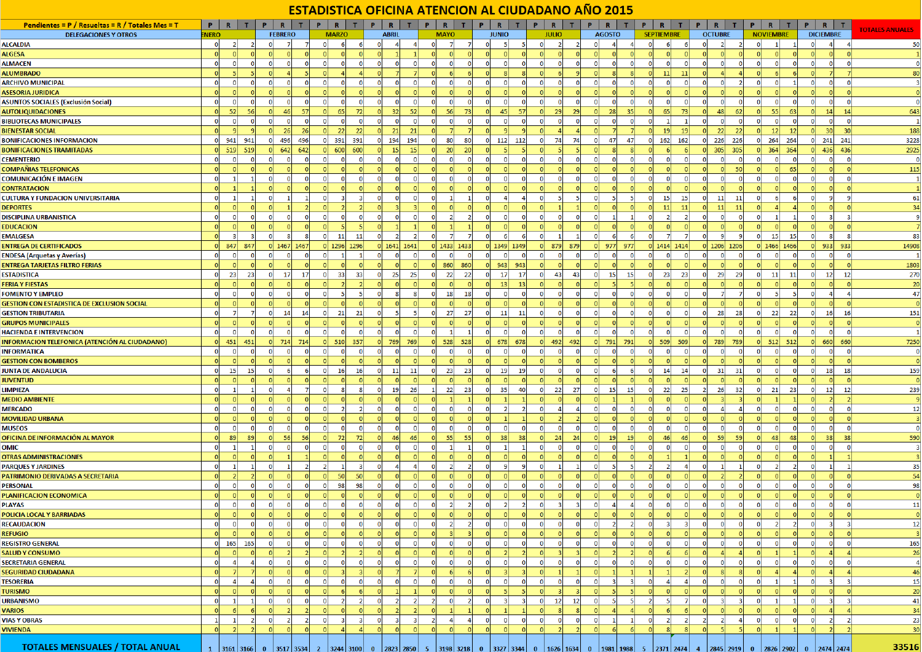# ESTADISTICA OFICINA ATENCION AL CIUDADANO AÑO 2015

| Pendientes = P / Resueltas = R / Totales Mes = T | P | R | T | P | R | T | P | R | T | P | R | T | P | R | T | P | R | T | P | R | T | P | R | T | P | R | T | P | R | T | P | R | T | P | R | T | TOTALES ANUALES |
|---|---|---|---|---|---|---|---|---|---|---|---|---|---|---|---|---|---|---|---|---|---|---|---|---|---|---|---|---|---|---|---|---|---|---|---|---|---|
| DELEGACIONES Y OTROS | ENERO | | | FEBRERO | | | MARZO | | | ABRIL | | | MAYO | | | JUNIO | | | JULIO | | | AGOSTO | | | SEPTIEMBRE | | | OCTUBRE | | | NOVIEMBRE | | | DICIEMBRE | | | |
| ALCALDIA | 0 | 2 | 2 | 0 | 7 | 7 | 0 | 6 | 6 | 0 | 4 | 4 | 0 | 7 | 7 | 0 | 5 | 5 | 0 | 2 | 2 | 0 | 4 | 4 | 0 | 6 | 6 | 0 | 2 | 2 | 0 | 1 | 1 | 0 | 4 | 4 | 50 |
| ALGESA | 0 | 0 | 0 | 0 | 0 | 0 | 0 | 0 | 0 | 0 | 1 | 1 | 0 | 0 | 0 | 0 | 0 | 0 | 0 | 0 | 0 | 0 | 0 | 0 | 0 | 0 | 0 | 0 | 0 | 0 | 0 | 0 | 0 | 0 | 0 | 0 | 1 |
| ALMACEN | 0 | 0 | 0 | 0 | 0 | 0 | 0 | 0 | 0 | 0 | 0 | 0 | 0 | 0 | 0 | 0 | 0 | 0 | 0 | 0 | 0 | 0 | 0 | 0 | 0 | 0 | 0 | 0 | 0 | 0 | 0 | 0 | 0 | 0 | 0 | 0 | 0 |
| ALUMBRADO | 0 | 5 | 5 | 0 | 4 | 5 | 0 | 4 | 4 | 0 | 7 | 7 | 0 | 6 | 6 | 0 | 8 | 8 | 0 | 6 | 9 | 0 | 8 | 8 | 0 | 11 | 11 | 0 | 4 | 4 | 0 | 6 | 6 | 0 | 7 | 7 | 80 |
| ARCHIVO MUNICIPAL | 0 | 0 | 0 | 0 | 0 | 0 | 0 | 0 | 0 | 0 | 0 | 0 | 0 | 0 | 0 | 0 | 0 | 0 | 0 | 0 | 0 | 0 | 0 | 0 | 0 | 0 | 0 | 0 | 0 | 2 | 0 | 0 | 1 | 0 | 0 | 0 | 3 |
| ASESORIA JURIDICA | 0 | 0 | 0 | 0 | 0 | 0 | 0 | 0 | 0 | 0 | 0 | 0 | 0 | 0 | 0 | 0 | 0 | 0 | 0 | 0 | 0 | 0 | 0 | 0 | 0 | 0 | 0 | 0 | 0 | 0 | 0 | 0 | 0 | 0 | 0 | 0 | 0 |
| ASUNTOS SOCIALES (Exclusión Social) | 0 | 0 | 0 | 0 | 0 | 0 | 0 | 0 | 0 | 0 | 0 | 0 | 0 | 0 | 0 | 0 | 0 | 0 | 0 | 0 | 0 | 0 | 0 | 0 | 0 | 0 | 0 | 0 | 0 | 0 | 0 | 0 | 0 | 0 | 0 | 0 | 0 |
| AUTOLIQUIDACIONES | 0 | 52 | 56 | 0 | 46 | 57 | 0 | 65 | 72 | 0 | 32 | 52 | 0 | 56 | 73 | 0 | 45 | 57 | 0 | 29 | 29 | 0 | 28 | 35 | 0 | 65 | 73 | 0 | 48 | 62 | 0 | 55 | 63 | 0 | 14 | 14 | 643 |
| BIBLIOTECAS MUNICIPALES | 0 | 0 | 0 | 0 | 0 | 0 | 0 | 0 | 0 | 0 | 0 | 0 | 0 | 0 | 0 | 0 | 0 | 0 | 0 | 0 | 0 | 0 | 0 | 0 | 0 | 1 | 1 | 0 | 0 | 0 | 0 | 0 | 0 | 0 | 0 | 0 | 1 |
| BIENESTAR SOCIAL | 0 | 9 | 9 | 0 | 26 | 26 | 0 | 22 | 22 | 0 | 21 | 21 | 0 | 7 | 7 | 0 | 9 | 9 | 0 | 4 | 4 | 0 | 7 | 7 | 0 | 19 | 19 | 0 | 22 | 22 | 0 | 12 | 12 | 0 | 30 | 30 | 188 |
| BONIFICACIONES INFORMACION | 0 | 941 | 941 | 0 | 496 | 496 | 0 | 391 | 391 | 0 | 194 | 194 | 0 | 80 | 80 | 0 | 112 | 112 | 0 | 74 | 74 | 0 | 47 | 47 | 0 | 162 | 162 | 0 | 226 | 226 | 0 | 264 | 264 | 0 | 241 | 241 | 3228 |
| BONIFICACIONES TRAMITADAS | 0 | 519 | 519 | 0 | 642 | 642 | 0 | 600 | 600 | 0 | 15 | 15 | 0 | 20 | 20 | 0 | 5 | 5 | 0 | 5 | 5 | 0 | 8 | 8 | 0 | 6 | 6 | 0 | 305 | 305 | 0 | 364 | 364 | 0 | 436 | 436 | 2925 |
| CEMENTERIO | 0 | 0 | 0 | 0 | 0 | 0 | 0 | 0 | 0 | 0 | 0 | 0 | 0 | 0 | 0 | 0 | 0 | 0 | 0 | 0 | 0 | 0 | 0 | 0 | 0 | 0 | 0 | 0 | 0 | 0 | 0 | 0 | 0 | 0 | 0 | 0 | 0 |
| COMPAÑIAS TELEFONICAS | 0 | 0 | 0 | 0 | 0 | 0 | 0 | 0 | 0 | 0 | 0 | 0 | 0 | 0 | 0 | 0 | 0 | 0 | 0 | 0 | 0 | 0 | 0 | 0 | 0 | 0 | 0 | 0 | 0 | 50 | 0 | 0 | 65 | 0 | 0 | 0 | 115 |
| COMUNICACIÓN E IMAGEN | 0 | 1 | 1 | 0 | 0 | 0 | 0 | 0 | 0 | 0 | 0 | 0 | 0 | 0 | 0 | 0 | 0 | 0 | 0 | 0 | 0 | 0 | 0 | 0 | 0 | 0 | 0 | 0 | 0 | 0 | 0 | 0 | 0 | 0 | 0 | 0 | 1 |
| CONTRATACION | 0 | 1 | 1 | 0 | 0 | 0 | 0 | 0 | 0 | 0 | 0 | 0 | 0 | 0 | 0 | 0 | 0 | 0 | 0 | 0 | 0 | 0 | 0 | 0 | 0 | 0 | 0 | 0 | 0 | 0 | 0 | 0 | 0 | 0 | 0 | 0 | 1 |
| CULTURA Y FUNDACION UNIVERSITARIA | 0 | 1 | 1 | 0 | 1 | 1 | 0 | 3 | 3 | 0 | 0 | 0 | 0 | 1 | 1 | 0 | 4 | 4 | 0 | 5 | 5 | 0 | 5 | 5 | 0 | 15 | 15 | 0 | 11 | 11 | 0 | 6 | 6 | 0 | 9 | 9 | 61 |
| DEPORTES | 0 | 0 | 0 | 0 | 1 | 2 | 0 | 2 | 2 | 0 | 3 | 3 | 0 | 0 | 0 | 0 | 0 | 0 | 0 | 1 | 1 | 0 | 0 | 0 | 0 | 11 | 11 | 0 | 11 | 11 | 0 | 4 | 4 | 0 | 0 | 0 | 34 |
| DISCIPLINA URBANISTICA | 0 | 0 | 0 | 0 | 0 | 0 | 0 | 0 | 0 | 0 | 0 | 0 | 0 | 2 | 2 | 0 | 0 | 0 | 0 | 0 | 0 | 0 | 1 | 1 | 0 | 2 | 2 | 0 | 0 | 0 | 0 | 1 | 1 | 0 | 3 | 3 | 9 |
| EDUCACION | 0 | 0 | 0 | 0 | 0 | 0 | 0 | 5 | 5 | 0 | 1 | 1 | 0 | 1 | 1 | 0 | 0 | 0 | 0 | 0 | 0 | 0 | 0 | 0 | 0 | 0 | 0 | 0 | 0 | 0 | 0 | 0 | 0 | 0 | 0 | 0 | 7 |
| EMALGESA | 0 | 3 | 3 | 0 | 8 | 8 | 0 | 11 | 11 | 0 | 2 | 2 | 0 | 7 | 7 | 0 | 6 | 6 | 0 | 1 | 1 | 0 | 6 | 6 | 0 | 7 | 7 | 0 | 9 | 9 | 0 | 15 | 15 | 0 | 8 | 8 | 83 |
| ENTREGA DE CERTIFICADOS | 0 | 847 | 847 | 0 | 1467 | 1467 | 0 | 1296 | 1296 | 0 | 1641 | 1641 | 0 | 1433 | 1433 | 0 | 1349 | 1349 | 0 | 879 | 879 | 0 | 977 | 977 | 0 | 1414 | 1414 | 0 | 1206 | 1206 | 0 | 1466 | 1466 | 0 | 933 | 933 | 14908 |
| ENDESA (Arquetas y Averías) | 0 | 0 | 0 | 0 | 0 | 0 | 0 | 1 | 1 | 0 | 0 | 0 | 0 | 0 | 0 | 0 | 0 | 0 | 0 | 0 | 0 | 0 | 0 | 0 | 0 | 0 | 0 | 0 | 0 | 0 | 0 | 0 | 0 | 0 | 0 | 0 | 1 |
| ENTREGA TARJETAS FILTRO FERIAS | 0 | 0 | 0 | 0 | 0 | 0 | 0 | 0 | 0 | 0 | 0 | 0 | 0 | 860 | 860 | 0 | 943 | 943 | 0 | 0 | 0 | 0 | 0 | 0 | 0 | 0 | 0 | 0 | 0 | 0 | 0 | 0 | 0 | 0 | 0 | 0 | 1803 |
| ESTADISTICA | 0 | 23 | 23 | 0 | 17 | 17 | 0 | 33 | 33 | 0 | 25 | 25 | 0 | 22 | 22 | 0 | 17 | 17 | 0 | 43 | 43 | 0 | 15 | 15 | 0 | 23 | 23 | 0 | 29 | 29 | 0 | 11 | 11 | 0 | 12 | 12 | 270 |
| FERIA Y FIESTAS | 0 | 0 | 0 | 0 | 0 | 0 | 0 | 2 | 2 | 0 | 0 | 0 | 0 | 0 | 0 | 0 | 13 | 13 | 0 | 0 | 0 | 0 | 5 | 5 | 0 | 0 | 0 | 0 | 0 | 0 | 0 | 0 | 0 | 0 | 0 | 0 | 20 |
| FOMENTO Y EMPLEO | 0 | 0 | 0 | 0 | 0 | 0 | 0 | 5 | 5 | 0 | 8 | 8 | 0 | 18 | 18 | 0 | 0 | 0 | 0 | 0 | 0 | 0 | 0 | 0 | 0 | 0 | 0 | 0 | 7 | 7 | 0 | 5 | 5 | 0 | 4 | 4 | 47 |
| GESTION CON ESTADISTICA DE EXCLUSION SOCIAL | 0 | 0 | 0 | 0 | 0 | 0 | 0 | 0 | 0 | 0 | 0 | 0 | 0 | 0 | 0 | 0 | 0 | 0 | 0 | 0 | 0 | 0 | 0 | 0 | 0 | 0 | 0 | 0 | 0 | 0 | 0 | 0 | 0 | 0 | 0 | 0 | 0 |
| GESTION TRIBUTARIA | 0 | 7 | 7 | 0 | 14 | 14 | 0 | 21 | 21 | 0 | 5 | 5 | 0 | 27 | 27 | 0 | 11 | 11 | 0 | 0 | 0 | 0 | 0 | 0 | 0 | 0 | 0 | 0 | 28 | 28 | 0 | 22 | 22 | 0 | 16 | 16 | 151 |
| GRUPOS MUNICIPALES | 0 | 0 | 0 | 0 | 0 | 0 | 0 | 0 | 0 | 0 | 0 | 0 | 0 | 0 | 0 | 0 | 0 | 0 | 0 | 0 | 0 | 0 | 0 | 0 | 0 | 0 | 0 | 0 | 0 | 0 | 0 | 0 | 0 | 0 | 0 | 0 | 0 |
| HACIENDA E INTERVENCION | 0 | 0 | 0 | 0 | 0 | 0 | 0 | 0 | 0 | 0 | 0 | 0 | 0 | 1 | 1 | 0 | 0 | 0 | 0 | 0 | 0 | 0 | 0 | 0 | 0 | 0 | 0 | 0 | 0 | 0 | 0 | 0 | 0 | 0 | 0 | 0 | 1 |
| INFORMACION TELEFONICA (ATENCIÓN AL CIUDADANO) | 0 | 451 | 451 | 0 | 714 | 714 | 0 | 510 | 357 | 0 | 769 | 769 | 0 | 528 | 528 | 0 | 678 | 678 | 0 | 492 | 492 | 0 | 791 | 791 | 0 | 509 | 509 | 0 | 789 | 789 | 0 | 512 | 512 | 0 | 660 | 660 | 7250 |
| INFORMATICA | 0 | 0 | 0 | 0 | 0 | 0 | 0 | 0 | 0 | 0 | 0 | 0 | 0 | 0 | 0 | 0 | 0 | 0 | 0 | 0 | 0 | 0 | 0 | 0 | 0 | 0 | 0 | 0 | 0 | 0 | 0 | 0 | 0 | 0 | 0 | 0 | 0 |
| GESTION CON BOMBEROS | 0 | 0 | 0 | 0 | 0 | 0 | 0 | 0 | 0 | 0 | 0 | 0 | 0 | 0 | 0 | 0 | 0 | 0 | 0 | 0 | 0 | 0 | 0 | 0 | 0 | 0 | 0 | 0 | 0 | 0 | 0 | 0 | 0 | 0 | 0 | 0 | 0 |
| JUNTA DE ANDALUCIA | 0 | 15 | 15 | 0 | 6 | 6 | 0 | 16 | 16 | 0 | 11 | 11 | 0 | 23 | 23 | 0 | 19 | 19 | 0 | 0 | 0 | 0 | 6 | 6 | 0 | 14 | 14 | 0 | 31 | 31 | 0 | 0 | 0 | 0 | 18 | 18 | 159 |
| JUVENTUD | 0 | 0 | 0 | 0 | 0 | 0 | 0 | 0 | 0 | 0 | 0 | 0 | 0 | 0 | 0 | 0 | 0 | 0 | 0 | 0 | 0 | 0 | 0 | 0 | 0 | 0 | 0 | 0 | 0 | 0 | 0 | 0 | 0 | 0 | 0 | 0 | 0 |
| LIMPIEZA | 0 | 1 | 1 | 0 | 4 | 7 | 0 | 8 | 8 | 0 | 19 | 26 | 1 | 22 | 23 | 0 | 35 | 40 | 0 | 22 | 27 | 0 | 15 | 15 | 0 | 22 | 25 | 2 | 26 | 32 | 0 | 21 | 23 | 0 | 12 | 12 | 239 |
| MEDIO AMBIENTE | 0 | 0 | 0 | 0 | 0 | 0 | 0 | 0 | 0 | 0 | 0 | 0 | 0 | 1 | 1 | 0 | 1 | 1 | 0 | 0 | 0 | 0 | 1 | 1 | 0 | 0 | 0 | 0 | 3 | 3 | 0 | 1 | 1 | 0 | 2 | 2 | 9 |
| MERCADO | 0 | 0 | 0 | 0 | 0 | 0 | 0 | 2 | 2 | 0 | 0 | 0 | 0 | 0 | 0 | 0 | 2 | 2 | 0 | 4 | 4 | 0 | 0 | 0 | 0 | 0 | 0 | 0 | 4 | 4 | 0 | 0 | 0 | 0 | 0 | 0 | 12 |
| MOVILIDAD URBANA | 0 | 0 | 0 | 0 | 0 | 0 | 0 | 0 | 0 | 0 | 0 | 0 | 0 | 0 | 0 | 0 | 1 | 1 | 0 | 2 | 2 | 0 | 0 | 0 | 0 | 0 | 0 | 0 | 0 | 0 | 0 | 0 | 0 | 0 | 0 | 0 | 3 |
| MUSEOS | 0 | 0 | 0 | 0 | 0 | 0 | 0 | 0 | 0 | 0 | 0 | 0 | 0 | 0 | 0 | 0 | 0 | 0 | 0 | 0 | 0 | 0 | 0 | 0 | 0 | 0 | 0 | 0 | 0 | 0 | 0 | 0 | 0 | 0 | 0 | 0 | 0 |
| OFICINA DE INFORMACIÓN AL MAYOR | 0 | 89 | 89 | 0 | 56 | 56 | 0 | 72 | 72 | 0 | 46 | 46 | 0 | 55 | 55 | 0 | 38 | 38 | 0 | 24 | 24 | 0 | 19 | 19 | 0 | 46 | 46 | 0 | 59 | 59 | 0 | 48 | 48 | 0 | 38 | 38 | 590 |
| OMIC | 0 | 1 | 1 | 0 | 0 | 0 | 0 | 0 | 0 | 0 | 0 | 0 | 0 | 1 | 1 | 0 | 1 | 1 | 0 | 0 | 0 | 0 | 0 | 0 | 0 | 0 | 0 | 0 | 0 | 0 | 0 | 0 | 0 | 0 | 0 | 0 | 3 |
| OTRAS ADMINISTRACIONES | 0 | 0 | 0 | 0 | 1 | 1 | 0 | 0 | 0 | 0 | 0 | 0 | 0 | 0 | 0 | 0 | 0 | 0 | 0 | 0 | 0 | 0 | 0 | 0 | 0 | 1 | 1 | 0 | 0 | 0 | 0 | 0 | 0 | 0 | 1 | 1 | 3 |
| PARQUES Y JARDINES | 0 | 1 | 1 | 0 | 1 | 2 | 2 | 1 | 3 | 0 | 4 | 4 | 0 | 2 | 2 | 0 | 9 | 9 | 0 | 1 | 1 | 0 | 5 | 5 | 2 | 2 | 4 | 0 | 1 | 1 | 0 | 2 | 2 | 0 | 1 | 1 | 35 |
| PATRIMONIO DERIVADAS A SECRETARIA | 0 | 2 | 2 | 0 | 0 | 0 | 0 | 50 | 50 | 0 | 0 | 0 | 0 | 0 | 0 | 0 | 0 | 0 | 0 | 0 | 0 | 0 | 0 | 0 | 0 | 0 | 0 | 0 | 2 | 2 | 0 | 0 | 0 | 0 | 0 | 0 | 54 |
| PERSONAL | 0 | 0 | 0 | 0 | 0 | 0 | 0 | 98 | 98 | 0 | 0 | 0 | 0 | 0 | 0 | 0 | 0 | 0 | 0 | 0 | 0 | 0 | 0 | 0 | 0 | 0 | 0 | 0 | 0 | 0 | 0 | 0 | 0 | 0 | 0 | 0 | 98 |
| PLANIFICACION ECONOMICA | 0 | 0 | 0 | 0 | 0 | 0 | 0 | 0 | 0 | 0 | 0 | 0 | 0 | 0 | 0 | 0 | 0 | 0 | 0 | 0 | 0 | 0 | 0 | 0 | 0 | 0 | 0 | 0 | 0 | 0 | 0 | 0 | 0 | 0 | 0 | 0 | 0 |
| PLAYAS | 0 | 0 | 0 | 0 | 0 | 0 | 0 | 0 | 0 | 0 | 0 | 0 | 0 | 2 | 2 | 0 | 2 | 2 | 0 | 3 | 3 | 0 | 4 | 4 | 0 | 0 | 0 | 0 | 0 | 0 | 0 | 0 | 0 | 0 | 0 | 0 | 11 |
| POLICIA LOCAL Y BARRIADAS | 0 | 0 | 0 | 0 | 0 | 0 | 0 | 0 | 0 | 0 | 0 | 0 | 0 | 0 | 0 | 0 | 0 | 0 | 0 | 0 | 0 | 0 | 0 | 0 | 0 | 0 | 0 | 0 | 0 | 0 | 0 | 0 | 0 | 0 | 0 | 0 | 0 |
| RECAUDACION | 0 | 0 | 0 | 0 | 0 | 0 | 0 | 0 | 0 | 0 | 0 | 0 | 0 | 2 | 2 | 0 | 0 | 0 | 0 | 0 | 0 | 0 | 2 | 2 | 0 | 3 | 3 | 0 | 0 | 0 | 0 | 2 | 2 | 0 | 3 | 3 | 12 |
| REFUGIO | 0 | 0 | 0 | 0 | 0 | 0 | 0 | 0 | 0 | 0 | 0 | 0 | 0 | 3 | 3 | 0 | 0 | 0 | 0 | 0 | 0 | 0 | 0 | 0 | 0 | 0 | 0 | 0 | 0 | 0 | 0 | 0 | 0 | 0 | 0 | 0 | 3 |
| REGISTRO GENERAL | 0 | 165 | 165 | 0 | 0 | 0 | 0 | 0 | 0 | 0 | 0 | 0 | 0 | 0 | 0 | 0 | 0 | 0 | 0 | 0 | 0 | 0 | 0 | 0 | 0 | 0 | 0 | 0 | 0 | 0 | 0 | 0 | 0 | 0 | 0 | 0 | 165 |
| SALUD Y CONSUMO | 0 | 0 | 0 | 0 | 2 | 2 | 0 | 2 | 2 | 0 | 0 | 0 | 0 | 0 | 0 | 0 | 2 | 2 | 0 | 3 | 3 | 0 | 2 | 2 | 0 | 6 | 6 | 0 | 4 | 4 | 0 | 1 | 1 | 0 | 4 | 4 | 26 |
| SECRETARIA GENERAL | 0 | 4 | 4 | 0 | 0 | 0 | 0 | 0 | 0 | 0 | 0 | 0 | 0 | 0 | 0 | 0 | 0 | 0 | 0 | 0 | 0 | 0 | 0 | 0 | 0 | 0 | 0 | 0 | 0 | 0 | 0 | 0 | 0 | 0 | 0 | 0 | 4 |
| SEGURIDAD CIUDADANA | 0 | 7 | 7 | 0 | 0 | 0 | 0 | 3 | 3 | 0 | 7 | 7 | 0 | 6 | 6 | 0 | 3 | 3 | 0 | 1 | 1 | 0 | 1 | 1 | 1 | 1 | 2 | 0 | 8 | 8 | 0 | 4 | 4 | 0 | 4 | 4 | 46 |
| TESORERIA | 0 | 4 | 4 | 0 | 0 | 0 | 0 | 0 | 0 | 0 | 0 | 0 | 0 | 0 | 0 | 0 | 0 | 0 | 0 | 0 | 0 | 0 | 3 | 3 | 0 | 4 | 4 | 0 | 0 | 0 | 0 | 1 | 1 | 0 | 3 | 3 | 15 |
| TURISMO | 0 | 0 | 0 | 0 | 0 | 0 | 0 | 6 | 6 | 0 | 1 | 1 | 0 | 0 | 0 | 0 | 5 | 5 | 0 | 3 | 3 | 0 | 5 | 5 | 0 | 0 | 0 | 0 | 0 | 0 | 0 | 0 | 0 | 0 | 0 | 0 | 20 |
| URBANISMO | 0 | 1 | 1 | 0 | 0 | 0 | 0 | 2 | 2 | 0 | 2 | 2 | 2 | 0 | 2 | 0 | 3 | 3 | 0 | 12 | 12 | 0 | 5 | 5 | 2 | 5 | 7 | 0 | 3 | 3 | 0 | 1 | 1 | 0 | 3 | 3 | 41 |
| VARIOS | 0 | 6 | 6 | 0 | 2 | 2 | 0 | 0 | 0 | 0 | 2 | 2 | 0 | 1 | 1 | 0 | 1 | 1 | 0 | 8 | 8 | 0 | 4 | 4 | 0 | 6 | 6 | 0 | 0 | 0 | 0 | 0 | 0 | 0 | 4 | 4 | 34 |
| VIAS Y OBRAS | 1 | 1 | 2 | 0 | 2 | 2 | 0 | 3 | 3 | 0 | 3 | 3 | 2 | 4 | 4 | 0 | 0 | 0 | 0 | 0 | 0 | 0 | 1 | 1 | 0 | 2 | 2 | 2 | 2 | 4 | 0 | 0 | 0 | 0 | 2 | 2 | 23 |
| VIVIENDA | 0 | 2 | 2 | 0 | 0 | 0 | 0 | 4 | 4 | 0 | 0 | 0 | 0 | 0 | 0 | 0 | 0 | 0 | 0 | 2 | 2 | 0 | 6 | 6 | 0 | 8 | 8 | 0 | 5 | 5 | 0 | 1 | 1 | 0 | 2 | 2 | 30 |
| TOTALES MENSUALES / TOTAL ANUAL | 1 | 3161 | 3166 | 0 | 3517 | 3534 | 2 | 3244 | 3100 | 0 | 2823 | 2850 | 5 | 3198 | 3218 | 0 | 3327 | 3344 | 0 | 1626 | 1634 | 0 | 1981 | 1988 | 5 | 2371 | 2474 | 4 | 2845 | 2919 | 0 | 2826 | 2902 | 0 | 2474 | 2474 | 33516 |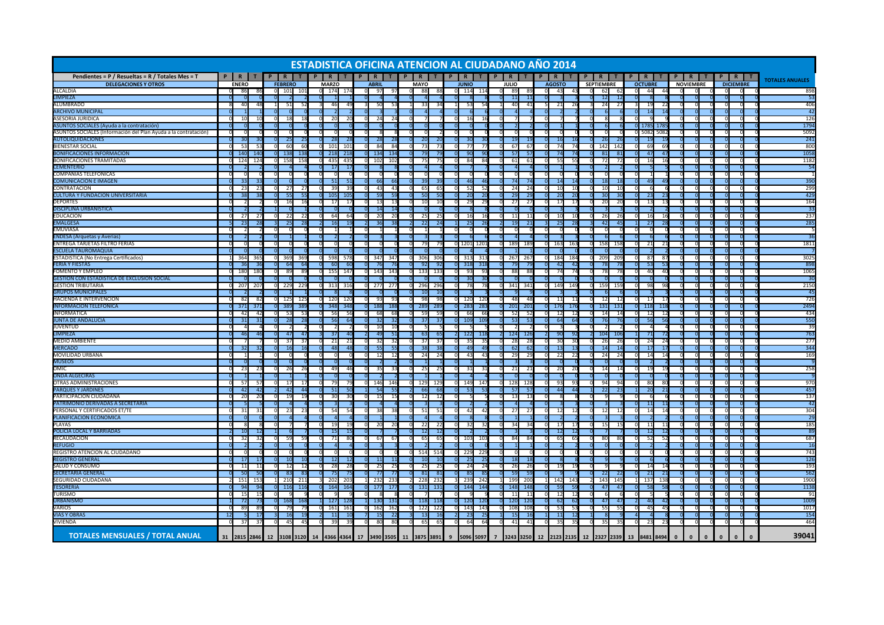# ESTADISTICA OFICINA ATENCION AL CIUDADANO AÑO 2014

| Pendientes = P / Resueltas = R / Totales Mes = T | P | R | T | P | R | T | P | R | T | P | R | T | P | R | T | P | R | T | P | R | T | P | R | T | P | R | T | P | R | T | P | R | T | P | R | T | TOTALES ANUALES |
|---|---|---|---|---|---|---|---|---|---|---|---|---|---|---|---|---|---|---|---|---|---|---|---|---|---|---|---|---|---|---|---|---|---|---|---|---|---|
| DELEGACIONES Y OTROS | ENERO | | | FEBRERO | | | MARZO | | | ABRIL | | | MAYO | | | JUNIO | | | JULIO | | | AGOSTO | | | SEPTIEMBRE | | | OCTUBRE | | | NOVIEMBRE | | | DICIEMBRE | | | |
| ALCALDIA | 0 | 86 | 86 | 0 | 101 | 101 | 0 | 174 | 174 | 0 | 97 | 97 | 0 | 88 | 88 | 0 | 114 | 114 | 0 | 89 | 89 | 0 | 43 | 43 | 0 | 62 | 62 | 0 | 44 | 44 | 0 | 0 | 0 | 0 | 0 | 0 | 898 |
| LIMPIEZA | 0 | 0 | 0 | 0 | 2 | 2 | 0 | 1 | 1 | 0 | 4 | 4 | 0 | 4 | 4 | 0 | 8 | 8 | 0 | 11 | 11 | 0 | 3 | 3 | 0 | 12 | 12 | 0 | 8 | 8 | 0 | 0 | 0 | 0 | 0 | 0 | 53 |
| ALUMBRADO | 8 | 40 | 48 | 1 | 51 | 52 | 3 | 46 | 49 | 3 | 50 | 53 | 1 | 33 | 34 | 1 | 53 | 54 | 1 | 40 | 41 | 5 | 21 | 26 | 3 | 24 | 27 | 3 | 19 | 22 | 0 | 0 | 0 | 0 | 0 | 0 | 406 |
| ARCHIVO MUNICIPAL | 0 | 1 | 1 | 0 | 0 | 0 | 0 | 2 | 2 | 0 | 3 | 3 | 0 | 4 | 4 | 0 | 6 | 6 | 0 | 4 | 4 | 0 | 2 | 2 | 0 | 6 | 6 | 0 | 14 | 14 | 0 | 0 | 0 | 0 | 0 | 0 | 42 |
| ASESORIA JURIDICA | 0 | 10 | 10 | 0 | 18 | 18 | 0 | 20 | 20 | 0 | 24 | 24 | 0 | 7 | 7 | 0 | 16 | 16 | 0 | 7 | 7 | 0 | 7 | 7 | 0 | 8 | 8 | 0 | 9 | 9 | 0 | 0 | 0 | 0 | 0 | 0 | 126 |
| ASUNTOS SOCIALES (Ayuda a la contratación) | 0 | 0 | 0 | 0 | 0 | 0 | 0 | 0 | 0 | 0 | 0 | 0 | 0 | 0 | 0 | 0 | 0 | 0 | 0 | 2 | 2 | 0 | 1 | 1 | 0 | 6 | 6 | 0 | 1785 | 1785 | 0 | 0 | 0 | 0 | 0 | 0 | 1794 |
| ASUNTOS SOCIALES (Información del Plan Ayuda a la contratación) | 0 | 0 | 0 | 0 | 0 | 0 | 0 | 0 | 0 | 0 | 8 | 8 | 0 | 2 | 2 | 0 | 0 | 0 | 0 | 0 | 0 | 0 | 0 | 0 | 0 | 0 | 0 | 0 | 5082 | 5082 | 0 | 0 | 0 | 0 | 0 | 0 | 5092 |
| AUTOLIQUIDACIONES | 0 | 30 | 30 | 0 | 25 | 25 | 0 | 28 | 28 | 0 | 28 | 28 | 0 | 20 | 20 | 0 | 30 | 30 | 0 | 19 | 19 | 0 | 16 | 16 | 0 | 26 | 26 | 0 | 19 | 19 | 0 | 0 | 0 | 0 | 0 | 0 | 241 |
| BIENESTAR SOCIAL | 0 | 53 | 53 | 0 | 60 | 60 | 0 | 101 | 101 | 0 | 84 | 84 | 0 | 73 | 73 | 0 | 77 | 77 | 0 | 67 | 67 | 0 | 74 | 74 | 0 | 142 | 142 | 0 | 69 | 69 | 0 | 0 | 0 | 0 | 0 | 0 | 800 |
| BONIFICACIONES INFORMACION | 0 | 140 | 140 | 0 | 138 | 138 | 0 | 218 | 218 | 0 | 134 | 134 | 0 | 79 | 79 | 0 | 90 | 90 | 0 | 57 | 57 | 0 | 74 | 74 | 0 | 81 | 81 | 0 | 47 | 47 | 0 | 0 | 0 | 0 | 0 | 0 | 1058 |
| BONIFICACIONES TRAMITADAS | 0 | 124 | 124 | 0 | 158 | 158 | 0 | 435 | 435 | 0 | 102 | 102 | 0 | 75 | 75 | 0 | 84 | 84 | 0 | 61 | 61 | 0 | 55 | 55 | 0 | 72 | 72 | 0 | 16 | 16 | 0 | 0 | 0 | 0 | 0 | 0 | 1182 |
| CEMENTERIO | 0 | 2 | 2 | 0 | 4 | 4 | 0 | 17 | 17 | 0 | 8 | 8 | 0 | 4 | 4 | 0 | 7 | 7 | 0 | 4 | 4 | 0 | 1 | 1 | 0 | 2 | 2 | 0 | 5 | 5 | 0 | 0 | 0 | 0 | 0 | 0 | 54 |
| COMPAÑIAS TELEFONICAS | 0 | 0 | 0 | 0 | 0 | 0 | 0 | 0 | 0 | 0 | 0 | 0 | 0 | 0 | 0 | 0 | 0 | 0 | 0 | 0 | 0 | 0 | 0 | 0 | 0 | 0 | 0 | 0 | 1 | 1 | 0 | 0 | 0 | 0 | 0 | 0 | 1 |
| COMUNICACION E IMAGEN | 0 | 33 | 33 | 0 | 0 | 0 | 0 | 51 | 51 | 0 | 66 | 66 | 0 | 39 | 39 | 0 | 46 | 46 | 0 | 74 | 74 | 0 | 14 | 14 | 0 | 18 | 18 | 0 | 49 | 49 | 0 | 0 | 0 | 0 | 0 | 0 | 390 |
| CONTRATACION | 0 | 23 | 23 | 0 | 27 | 27 | 0 | 39 | 39 | 0 | 43 | 43 | 0 | 65 | 65 | 0 | 52 | 52 | 0 | 24 | 24 | 0 | 10 | 10 | 0 | 10 | 10 | 0 | 6 | 6 | 0 | 0 | 0 | 0 | 0 | 0 | 299 |
| CULTURA Y FUNDACION UNIVERSITARIA | 0 | 38 | 38 | 0 | 55 | 55 | 0 | 105 | 105 | 0 | 59 | 59 | 0 | 50 | 50 | 0 | 20 | 20 | 0 | 29 | 29 | 0 | 20 | 20 | 0 | 30 | 30 | 0 | 23 | 23 | 0 | 0 | 0 | 0 | 0 | 0 | 429 |
| DEPORTES | 0 | 2 | 2 | 0 | 16 | 16 | 0 | 17 | 17 | 0 | 13 | 13 | 0 | 10 | 10 | 0 | 29 | 29 | 0 | 27 | 27 | 0 | 17 | 17 | 0 | 20 | 20 | 0 | 13 | 13 | 0 | 0 | 0 | 0 | 0 | 0 | 164 |
| DISCIPLINA URBANISTICA | 0 | 2 | 2 | 1 | 0 | 1 | 0 | 0 | 0 | 0 | 14 | 14 | 0 | 0 | 0 | 0 | 8 | 8 | 0 | 0 | 0 | 0 | 3 | 3 | 0 | 3 | 3 | 0 | 2 | 2 | 0 | 0 | 0 | 0 | 0 | 0 | 33 |
| EDUCACION | 0 | 27 | 27 | 0 | 22 | 22 | 0 | 64 | 64 | 0 | 20 | 20 | 0 | 25 | 25 | 0 | 16 | 16 | 0 | 11 | 11 | 0 | 10 | 10 | 0 | 26 | 26 | 0 | 16 | 16 | 0 | 0 | 0 | 0 | 0 | 0 | 237 |
| EMALGESA | 5 | 23 | 28 | 3 | 25 | 28 | 3 | 16 | 19 | 2 | 36 | 38 | 2 | 22 | 24 | 1 | 25 | 26 | 2 | 19 | 21 | 3 | 25 | 28 | 3 | 42 | 45 | 1 | 27 | 28 | 0 | 0 | 0 | 0 | 0 | 0 | 285 |
| EMUVIASA | 0 | 2 | 2 | 0 | 0 | 0 | 0 | 0 | 0 | 0 | 1 | 1 | 0 | 1 | 1 | 0 | 0 | 0 | 0 | 1 | 1 | 0 | 0 | 0 | 0 | 0 | 0 | 0 | 0 | 0 | 0 | 0 | 0 | 0 | 0 | 0 | 5 |
| ENDESA (Arquetas y Averías) | 0 | 2 | 2 | 0 | 1 | 1 | 0 | 2 | 2 | 0 | 3 | 3 | 0 | 3 | 3 | 0 | 6 | 6 | 0 | 4 | 4 | 0 | 3 | 3 | 0 | 6 | 6 | 0 | 6 | 6 | 0 | 0 | 0 | 0 | 0 | 0 | 36 |
| ENTREGA TARJETAS FILTRO FERIAS | 0 | 0 | 0 | 0 | 0 | 0 | 0 | 0 | 0 | 0 | 0 | 0 | 0 | 79 | 79 | 0 | 1201 | 1201 | 0 | 189 | 189 | 0 | 163 | 163 | 0 | 158 | 158 | 0 | 21 | 21 | 0 | 0 | 0 | 0 | 0 | 0 | 1811 |
| ESCUELA TAUROMAQUIA | 0 | 0 | 0 | 0 | 0 | 0 | 0 | 0 | 0 | 0 | 0 | 0 | 0 | 0 | 0 | 0 | 4 | 4 | 0 | 1 | 1 | 0 | 0 | 0 | 0 | 0 | 0 | 0 | 2 | 2 | 0 | 0 | 0 | 0 | 0 | 0 | 7 |
| ESTADISTICA (No Entrega Certificados) | 1 | 364 | 365 | 0 | 369 | 369 | 0 | 598 | 578 | 0 | 347 | 347 | 0 | 306 | 306 | 0 | 313 | 313 | 0 | 267 | 267 | 0 | 184 | 184 | 0 | 209 | 209 | 0 | 87 | 87 | 0 | 0 | 0 | 0 | 0 | 0 | 3025 |
| FERIA Y FIESTAS | 0 | 36 | 36 | 0 | 64 | 64 | 0 | 60 | 60 | 0 | 76 | 76 | 0 | 92 | 92 | 0 | 318 | 318 | 0 | 79 | 79 | 0 | 42 | 42 | 0 | 78 | 78 | 0 | 53 | 53 | 0 | 0 | 0 | 0 | 0 | 0 | 898 |
| FOMENTO Y EMPLEO | 0 | 180 | 180 | 0 | 89 | 89 | 0 | 155 | 147 | 0 | 145 | 145 | 0 | 133 | 133 | 0 | 93 | 93 | 0 | 88 | 88 | 0 | 74 | 74 | 0 | 78 | 78 | 0 | 40 | 40 | 0 | 0 | 0 | 0 | 0 | 0 | 1065 |
| GESTION CON ESTADISTICA DE EXCLUSION SOCIAL | 0 | 0 | 0 | 0 | 0 | 0 | 0 | 0 | 0 | 0 | 0 | 0 | 0 | 0 | 0 | 0 | 30 | 30 | 0 | 0 | 0 | 0 | 0 | 0 | 0 | 0 | 0 | 0 | 0 | 0 | 0 | 0 | 0 | 0 | 0 | 0 | 30 |
| GESTION TRIBUTARIA | 0 | 207 | 207 | 0 | 229 | 229 | 3 | 313 | 316 | 0 | 277 | 277 | 0 | 296 | 296 | 0 | 78 | 78 | 0 | 341 | 341 | 0 | 149 | 149 | 0 | 159 | 159 | 0 | 98 | 98 | 0 | 0 | 0 | 0 | 0 | 0 | 2150 |
| GRUPOS MUNICIPALES | 0 | 2 | 2 | 0 | 1 | 1 | 0 | 8 | 8 | 0 | 0 | 0 | 0 | 10 | 10 | 0 | 3 | 3 | 0 | 9 | 9 | 0 | 3 | 3 | 0 | 6 | 6 | 0 | 3 | 3 | 0 | 0 | 0 | 0 | 0 | 0 | 45 |
| HACIENDA E INTERVENCION | 0 | 82 | 82 | 0 | 125 | 125 | 0 | 120 | 120 | 0 | 93 | 93 | 0 | 98 | 98 | 0 | 120 | 120 | 0 | 48 | 48 | 0 | 11 | 11 | 0 | 12 | 12 | 0 | 17 | 17 | 0 | 0 | 0 | 0 | 0 | 0 | 726 |
| INFORMACION TELEFONICA | 0 | 371 | 371 | 0 | 389 | 389 | 0 | 348 | 348 | 0 | 188 | 188 | 0 | 289 | 289 | 0 | 283 | 283 | 0 | 201 | 201 | 0 | 176 | 176 | 0 | 131 | 131 | 0 | 118 | 118 | 0 | 0 | 0 | 0 | 0 | 0 | 2494 |
| INFORMATICA | 0 | 42 | 42 | 0 | 53 | 53 | 0 | 56 | 56 | 0 | 68 | 68 | 0 | 59 | 59 | 0 | 66 | 66 | 0 | 52 | 52 | 0 | 12 | 12 | 0 | 14 | 14 | 0 | 12 | 12 | 0 | 0 | 0 | 0 | 0 | 0 | 434 |
| JUNTA DE ANDALUCIA | 0 | 31 | 31 | 0 | 28 | 28 | 0 | 56 | 64 | 0 | 32 | 32 | 0 | 37 | 37 | 0 | 109 | 109 | 0 | 53 | 53 | 0 | 64 | 64 | 0 | 76 | 76 | 0 | 56 | 56 | 0 | 0 | 0 | 0 | 0 | 0 | 550 |
| JUVENTUD | 0 | 4 | 4 | 0 | 2 | 2 | 0 | 2 | 2 | 0 | 10 | 10 | 0 | 5 | 5 | 0 | 5 | 5 | 0 | 2 | 2 | 0 | 3 | 3 | 0 | 2 | 2 | 0 | 4 | 4 | 0 | 0 | 0 | 0 | 0 | 0 | 39 |
| LIMPIEZA | 0 | 46 | 46 | 0 | 47 | 47 | 3 | 37 | 40 | 2 | 49 | 51 | 1 | 63 | 65 | 2 | 122 | 118 | 2 | 124 | 126 | 2 | 90 | 92 | 2 | 104 | 106 | 1 | 71 | 72 | 0 | 0 | 0 | 0 | 0 | 0 | 763 |
| MEDIO AMBIENTE | 0 | 7 | 7 | 0 | 37 | 37 | 0 | 21 | 21 | 0 | 32 | 32 | 0 | 37 | 37 | 0 | 35 | 35 | 0 | 28 | 28 | 0 | 30 | 30 | 0 | 26 | 26 | 0 | 24 | 24 | 0 | 0 | 0 | 0 | 0 | 0 | 277 |
| MERCADO | 0 | 32 | 32 | 0 | 16 | 16 | 0 | 48 | 48 | 0 | 55 | 55 | 0 | 38 | 38 | 0 | 49 | 49 | 0 | 62 | 62 | 0 | 13 | 13 | 0 | 14 | 14 | 0 | 17 | 17 | 0 | 0 | 0 | 0 | 0 | 0 | 344 |
| MOVILIDAD URBANA | 0 | 1 | 1 | 0 | 0 | 0 | 0 | 0 | 0 | 0 | 12 | 12 | 0 | 24 | 24 | 0 | 43 | 43 | 0 | 29 | 29 | 0 | 22 | 22 | 0 | 24 | 24 | 0 | 14 | 14 | 0 | 0 | 0 | 0 | 0 | 0 | 169 |
| MUSEOS | 0 | 0 | 0 | 0 | 0 | 0 | 0 | 0 | 0 | 0 | 2 | 2 | 0 | 1 | 1 | 0 | 3 | 3 | 0 | 0 | 0 | 0 | 0 | 0 | 0 | 0 | 0 | 0 | 2 | 2 | 0 | 0 | 0 | 0 | 0 | 0 | 9 |
| OMIC | 0 | 23 | 23 | 0 | 26 | 26 | 0 | 49 | 46 | 0 | 35 | 33 | 0 | 25 | 25 | 0 | 31 | 31 | 0 | 21 | 21 | 0 | 20 | 20 | 0 | 14 | 14 | 0 | 19 | 19 | 0 | 0 | 0 | 0 | 0 | 0 | 258 |
| ONDA ALGECIRAS | 0 | 1 | 1 | 0 | 1 | 1 | 0 | 0 | 0 | 0 | 2 | 2 | 0 | 1 | 1 | 0 | 4 | 4 | 0 | 0 | 0 | 0 | 0 | 0 | 0 | 0 | 0 | 0 | 0 | 0 | 0 | 0 | 0 | 0 | 0 | 0 | 9 |
| OTRAS ADMINISTRACIONES | 0 | 57 | 57 | 0 | 17 | 17 | 0 | 79 | 79 | 0 | 146 | 146 | 0 | 129 | 129 | 0 | 149 | 147 | 0 | 128 | 128 | 0 | 93 | 93 | 0 | 94 | 94 | 0 | 80 | 80 | 0 | 0 | 0 | 0 | 0 | 0 | 970 |
| PARQUES Y JARDINES | 0 | 42 | 42 | 2 | 42 | 44 | 0 | 51 | 50 | 1 | 54 | 55 | 2 | 66 | 68 | 0 | 53 | 53 | 0 | 57 | 57 | 0 | 44 | 44 | 1 | 22 | 23 | 1 | 20 | 21 | 0 | 0 | 0 | 0 | 0 | 0 | 457 |
| PARTICIPACION CIUDADANA | 0 | 20 | 20 | 0 | 19 | 19 | 0 | 30 | 30 | 0 | 15 | 15 | 0 | 12 | 12 | 0 | 5 | 5 | 0 | 13 | 13 | 0 | 8 | 8 | 0 | 9 | 9 | 0 | 6 | 6 | 0 | 0 | 0 | 0 | 0 | 0 | 137 |
| PATRIMONIO DERIVADAS A SECRETARIA | 0 | 5 | 5 | 0 | 5 | 5 | 0 | 3 | 3 | 0 | 4 | 4 | 0 | 4 | 4 | 0 | 4 | 4 | 0 | 3 | 3 | 0 | 3 | 3 | 0 | 3 | 3 | 0 | 11 | 11 | 0 | 0 | 0 | 0 | 0 | 0 | 42 |
| PERSONAL Y CERTIFICADOS ET/TE | 0 | 31 | 31 | 0 | 23 | 23 | 0 | 54 | 54 | 0 | 38 | 38 | 0 | 51 | 51 | 0 | 42 | 42 | 0 | 27 | 27 | 0 | 12 | 12 | 0 | 12 | 12 | 0 | 14 | 14 | 0 | 0 | 0 | 0 | 0 | 0 | 304 |
| PLANIFICACION ECONOMICA | 0 | 0 | 0 | 0 | 4 | 4 | 0 | 4 | 4 | 0 | 1 | 1 | 0 | 4 | 4 | 0 | 8 | 8 | 0 | 1 | 1 | 0 | 2 | 2 | 0 | 3 | 3 | 0 | 2 | 2 | 0 | 0 | 0 | 0 | 0 | 0 | 29 |
| PLAYAS | 0 | 8 | 8 | 0 | 7 | 7 | 0 | 19 | 19 | 0 | 20 | 20 | 0 | 22 | 22 | 0 | 32 | 32 | 0 | 34 | 34 | 0 | 17 | 17 | 0 | 15 | 15 | 0 | 11 | 11 | 0 | 0 | 0 | 0 | 0 | 0 | 185 |
| POLICIA LOCAL Y BARRIADAS | 2 | 10 | 12 | 1 | 6 | 7 | 0 | 15 | 15 | 0 | 7 | 7 | 0 | 12 | 12 | 0 | 2 | 2 | 0 | 3 | 3 | 0 | 12 | 12 | 0 | 7 | 7 | 0 | 12 | 12 | 0 | 0 | 0 | 0 | 0 | 0 | 89 |
| RECAUDACION | 0 | 32 | 32 | 0 | 59 | 59 | 0 | 71 | 80 | 0 | 67 | 67 | 0 | 65 | 65 | 0 | 103 | 103 | 0 | 84 | 84 | 0 | 65 | 65 | 0 | 80 | 80 | 0 | 52 | 52 | 0 | 0 | 0 | 0 | 0 | 0 | 687 |
| REFUGIO | 0 | 2 | 2 | 0 | 1 | 1 | 0 | 4 | 4 | 0 | 2 | 2 | 0 | 2 | 2 | 0 | 0 | 0 | 0 | 1 | 1 | 0 | 2 | 2 | 0 | 0 | 0 | 0 | 2 | 2 | 0 | 0 | 0 | 0 | 0 | 0 | 16 |
| REGISTRO ATENCION AL CIUDADANO | 0 | 0 | 0 | 0 | 0 | 0 | 0 | 0 | 0 | 0 | 0 | 0 | 0 | 514 | 514 | 0 | 229 | 229 | 0 | 0 | 0 | 0 | 0 | 0 | 0 | 0 | 0 | 0 | 0 | 0 | 0 | 0 | 0 | 0 | 0 | 0 | 743 |
| TURISMO | 0 | 15 | 15 | 0 | 9 | 9 | 0 | 9 | 9 | 0 | 8 | 8 | 0 | 7 | 7 | 0 | 9 | 9 | 0 | 11 | 11 | 0 | 12 | 12 | 0 | 6 | 6 | 0 | 5 | 5 | 0 | 0 | 0 | 0 | 0 | 0 | 91 |
| REGISTRO GENERAL | 0 | 17 | 17 | 0 | 10 | 10 | 0 | 12 | 12 | 0 | 11 | 11 | 0 | 10 | 10 | 0 | 25 | 25 | 0 | 18 | 18 | 0 | 8 | 8 | 0 | 9 | 9 | 0 | 6 | 6 | 0 | 0 | 0 | 0 | 0 | 0 | 126 |
| SALUD Y CONSUMO | 0 | 11 | 11 | 0 | 12 | 12 | 0 | 28 | 28 | 0 | 25 | 25 | 0 | 25 | 25 | 0 | 24 | 24 | 0 | 26 | 26 | 0 | 19 | 19 | 0 | 9 | 9 | 0 | 14 | 14 | 0 | 0 | 0 | 0 | 0 | 0 | 193 |
| SECRETARIA GENERAL | 0 | 50 | 50 | 0 | 83 | 83 | 0 | 75 | 75 | 0 | 77 | 77 | 0 | 81 | 81 | 0 | 85 | 85 | 0 | 59 | 59 | 0 | 9 | 9 | 0 | 22 | 22 | 0 | 21 | 21 | 0 | 0 | 0 | 0 | 0 | 0 | 562 |
| SEGURIDAD CIUDADANA | 2 | 151 | 153 | 1 | 210 | 211 | 1 | 202 | 203 | 1 | 232 | 233 | 2 | 228 | 232 | 3 | 239 | 242 | 1 | 199 | 200 | 1 | 142 | 143 | 2 | 143 | 145 | 1 | 137 | 138 | 0 | 0 | 0 | 0 | 0 | 0 | 1900 |
| TESORERIA | 0 | 94 | 94 | 0 | 116 | 116 | 0 | 164 | 164 | 0 | 177 | 177 | 0 | 131 | 131 | 0 | 144 | 144 | 0 | 148 | 148 | 0 | 59 | 59 | 0 | 47 | 47 | 0 | 58 | 58 | 0 | 0 | 0 | 0 | 0 | 0 | 1138 |
| URBANISMO | 1 | 72 | 73 | 0 | 168 | 168 | 1 | 127 | 128 | 1 | 130 | 131 | 0 | 118 | 118 | 0 | 120 | 120 | 0 | 120 | 120 | 0 | 62 | 62 | 0 | 47 | 47 | 2 | 40 | 42 | 0 | 0 | 0 | 0 | 0 | 0 | 1009 |
| VARIOS | 0 | 89 | 89 | 0 | 79 | 79 | 0 | 161 | 161 | 0 | 162 | 162 | 0 | 122 | 122 | 0 | 143 | 143 | 0 | 108 | 108 | 0 | 53 | 53 | 0 | 55 | 55 | 0 | 45 | 45 | 0 | 0 | 0 | 0 | 0 | 0 | 1017 |
| VIAS Y OBRAS | 12 | 5 | 17 | 3 | 16 | 19 | 2 | 8 | 10 | 7 | 15 | 22 | 3 | 13 | 16 | 2 | 23 | 25 | 1 | 15 | 16 | 1 | 11 | 12 | 1 | 8 | 9 | 4 | 4 | 8 | 0 | 0 | 0 | 0 | 0 | 0 | 154 |
| VIVIENDA | 0 | 37 | 37 | 0 | 45 | 45 | 0 | 39 | 39 | 0 | 80 | 80 | 0 | 65 | 65 | 0 | 64 | 64 | 0 | 41 | 41 | 0 | 35 | 35 | 0 | 35 | 35 | 0 | 23 | 23 | 0 | 0 | 0 | 0 | 0 | 0 | 464 |
| **TOTALES MENSUALES / TOTAL ANUAL** | 31 | 2815 | 2846 | 12 | 3108 | 3120 | 14 | 4366 | 4364 | 17 | 3490 | 3505 | 11 | 3875 | 3891 | 9 | 5096 | 5097 | 7 | 3243 | 3250 | 12 | 2123 | 2135 | 12 | 2327 | 2339 | 13 | 8481 | 8494 | 0 | 0 | 0 | 0 | 0 | 0 | 39041 |